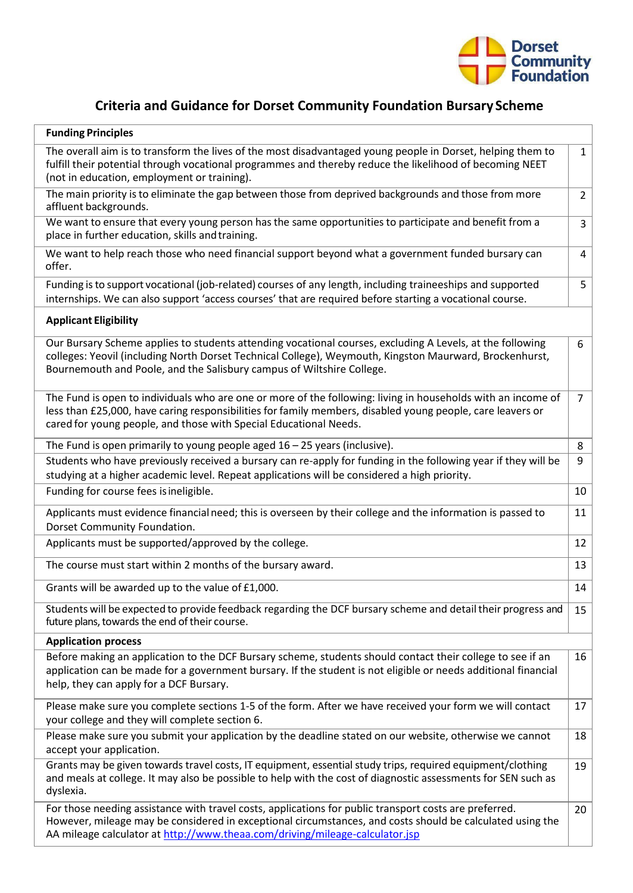Dorset Community Foundation

# Criteria and Guidance for Dorset Community Foundation Bursary Scheme

| Funding Principles | |
|---|---|
| The overall aim is to transform the lives of the most disadvantaged young people in Dorset, helping them to fulfill their potential through vocational programmes and thereby reduce the likelihood of becoming NEET (not in education, employment or training). | 1 |
| The main priority is to eliminate the gap between those from deprived backgrounds and those from more affluent backgrounds. | 2 |
| We want to ensure that every young person has the same opportunities to participate and benefit from a place in further education, skills and training. | 3 |
| We want to help reach those who need financial support beyond what a government funded bursary can offer. | 4 |
| Funding is to support vocational (job-related) courses of any length, including traineeships and supported internships. We can also support 'access courses' that are required before starting a vocational course. | 5 |
| **Applicant Eligibility** | |
| Our Bursary Scheme applies to students attending vocational courses, excluding A Levels, at the following colleges: Yeovil (including North Dorset Technical College), Weymouth, Kingston Maurward, Brockenhurst, Bournemouth and Poole, and the Salisbury campus of Wiltshire College. | 6 |
| The Fund is open to individuals who are one or more of the following: living in households with an income of less than £25,000, have caring responsibilities for family members, disabled young people, care leavers or cared for young people, and those with Special Educational Needs. | 7 |
| The Fund is open primarily to young people aged 16 – 25 years (inclusive). | 8 |
| Students who have previously received a bursary can re-apply for funding in the following year if they will be studying at a higher academic level. Repeat applications will be considered a high priority. | 9 |
| Funding for course fees is ineligible. | 10 |
| Applicants must evidence financial need; this is overseen by their college and the information is passed to Dorset Community Foundation. | 11 |
| Applicants must be supported/approved by the college. | 12 |
| The course must start within 2 months of the bursary award. | 13 |
| Grants will be awarded up to the value of £1,000. | 14 |
| Students will be expected to provide feedback regarding the DCF bursary scheme and detail their progress and future plans, towards the end of their course. | 15 |
| **Application process** | |
| Before making an application to the DCF Bursary scheme, students should contact their college to see if an application can be made for a government bursary. If the student is not eligible or needs additional financial help, they can apply for a DCF Bursary. | 16 |
| Please make sure you complete sections 1-5 of the form. After we have received your form we will contact your college and they will complete section 6. | 17 |
| Please make sure you submit your application by the deadline stated on our website, otherwise we cannot accept your application. | 18 |
| Grants may be given towards travel costs, IT equipment, essential study trips, required equipment/clothing and meals at college. It may also be possible to help with the cost of diagnostic assessments for SEN such as dyslexia. | 19 |
| For those needing assistance with travel costs, applications for public transport costs are preferred. However, mileage may be considered in exceptional circumstances, and costs should be calculated using the AA mileage calculator at [http://www.theaa.com/driving/mileage-calculator.jsp](http://www.theaa.com/driving/mileage-calculator.jsp) | 20 |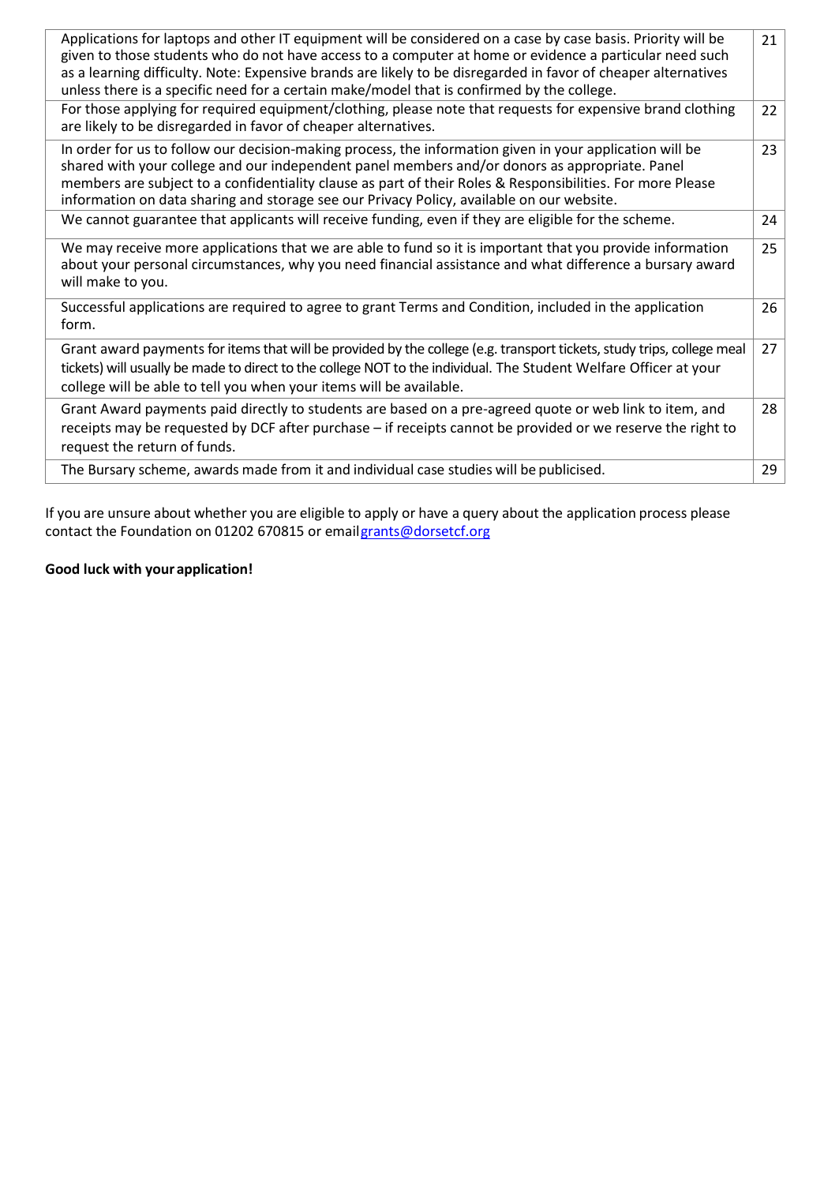| | |
|---|---|
| Applications for laptops and other IT equipment will be considered on a case by case basis. Priority will be given to those students who do not have access to a computer at home or evidence a particular need such as a learning difficulty. Note: Expensive brands are likely to be disregarded in favor of cheaper alternatives unless there is a specific need for a certain make/model that is confirmed by the college. | 21 |
| For those applying for required equipment/clothing, please note that requests for expensive brand clothing are likely to be disregarded in favor of cheaper alternatives. | 22 |
| In order for us to follow our decision-making process, the information given in your application will be shared with your college and our independent panel members and/or donors as appropriate. Panel members are subject to a confidentiality clause as part of their Roles & Responsibilities. For more Please information on data sharing and storage see our Privacy Policy, available on our website. | 23 |
| We cannot guarantee that applicants will receive funding, even if they are eligible for the scheme. | 24 |
| We may receive more applications that we are able to fund so it is important that you provide information about your personal circumstances, why you need financial assistance and what difference a bursary award will make to you. | 25 |
| Successful applications are required to agree to grant Terms and Condition, included in the application form. | 26 |
| Grant award payments for items that will be provided by the college (e.g. transport tickets, study trips, college meal tickets) will usually be made to direct to the college NOT to the individual. The Student Welfare Officer at your college will be able to tell you when your items will be available. | 27 |
| Grant Award payments paid directly to students are based on a pre-agreed quote or web link to item, and receipts may be requested by DCF after purchase – if receipts cannot be provided or we reserve the right to request the return of funds. | 28 |
| The Bursary scheme, awards made from it and individual case studies will be publicised. | 29 |

If you are unsure about whether you are eligible to apply or have a query about the application process please contact the Foundation on 01202 670815 or email grants@dorsetcf.org

**Good luck with your application!**